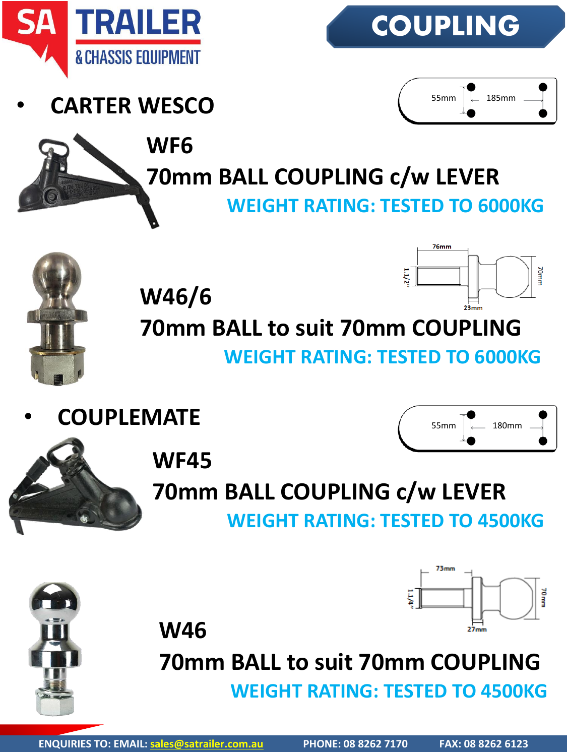# SA TRAILER & CHASSIS EQUIPMENT

## COUPLING

- **CARTER WESCO**

55mm | 185mm

### WF6

### 70mm BALL COUPLING c/w LEVER

**WEIGHT RATING: TESTED TO 6000KG**

76mm | 1.1/2" | 23mm | 70mm

### W46/6

### 70mm BALL to suit 70mm COUPLING

**WEIGHT RATING: TESTED TO 6000KG**

- **COUPLEMATE**

55mm | 180mm

### WF45

### 70mm BALL COUPLING c/w LEVER

**WEIGHT RATING: TESTED TO 4500KG**

73mm | 1.1/4" | 27mm | 70mm

### W46

### 70mm BALL to suit 70mm COUPLING

**WEIGHT RATING: TESTED TO 4500KG**

ENQUIRIES TO: EMAIL: sales@satrailer.com.au PHONE: 08 8262 7170 FAX: 08 8262 6123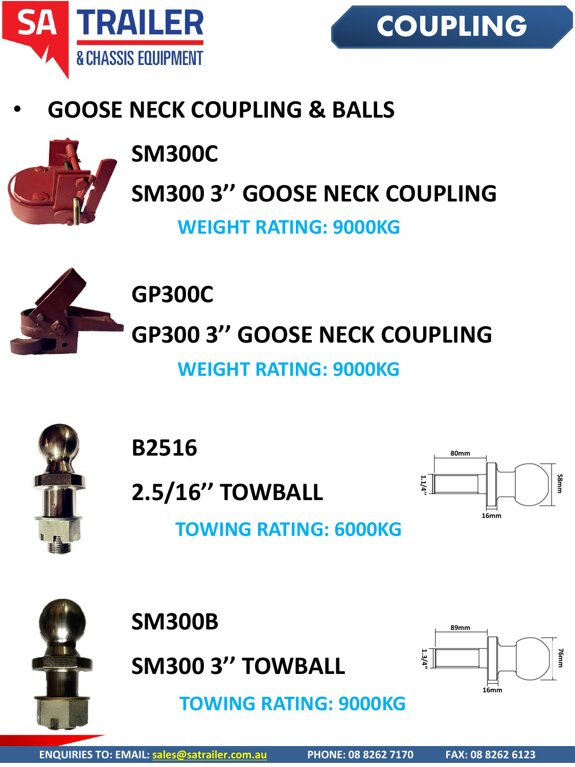# COUPLING

- **GOOSE NECK COUPLING & BALLS**

## SM300C

## SM300 3'' GOOSE NECK COUPLING

**WEIGHT RATING: 9000KG**

## GP300C

## GP300 3'' GOOSE NECK COUPLING

**WEIGHT RATING: 9000KG**

## B2516

## 2.5/16'' TOWBALL

**TOWING RATING: 6000KG**

80mm
1.1/4''
58mm
16mm

## SM300B

## SM300 3'' TOWBALL

**TOWING RATING: 9000KG**

89mm
1.3/4''
76mm
16mm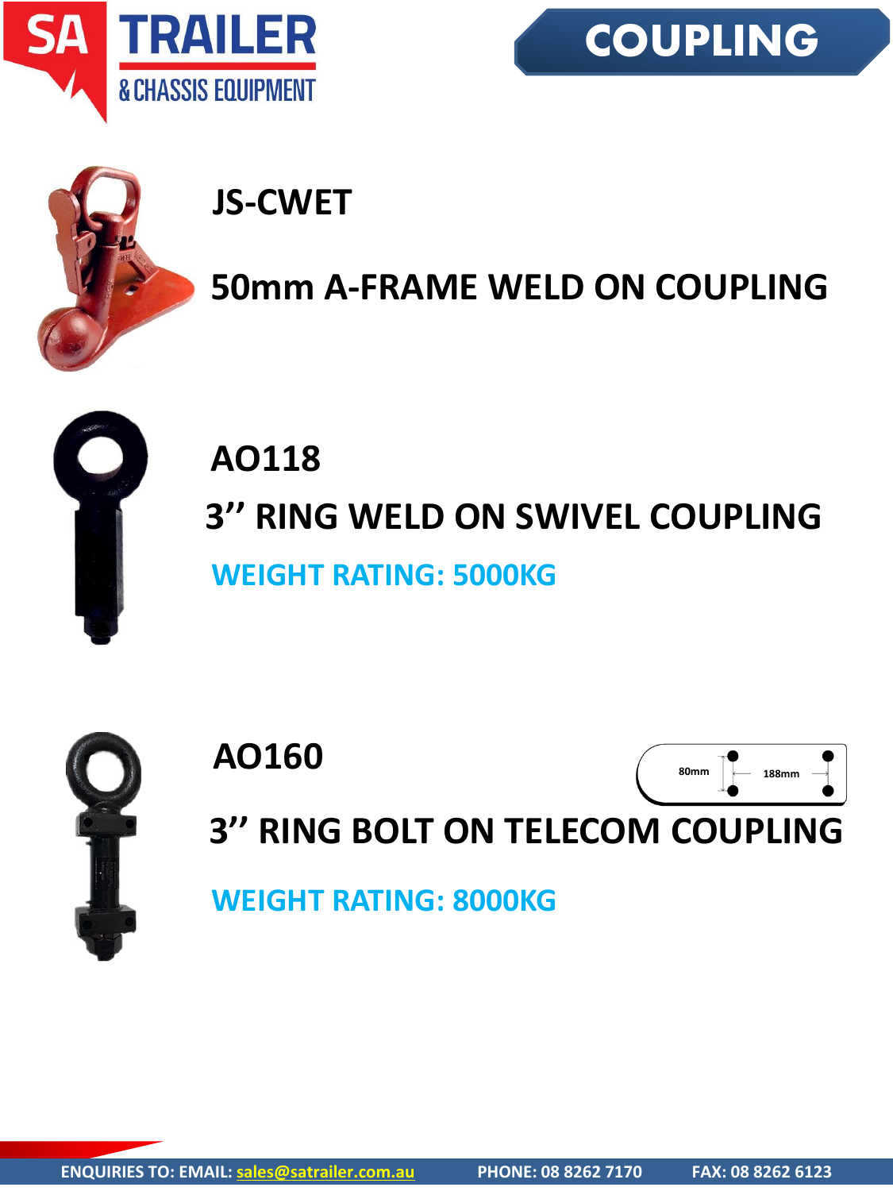# COUPLING

## JS-CWET

### 50mm A-FRAME WELD ON COUPLING

## AO118

### 3'' RING WELD ON SWIVEL COUPLING

**WEIGHT RATING: 5000KG**

## AO160

80mm 188mm

### 3'' RING BOLT ON TELECOM COUPLING

**WEIGHT RATING: 8000KG**

ENQUIRIES TO: EMAIL: sales@satrailer.com.au PHONE: 08 8262 7170 FAX: 08 8262 6123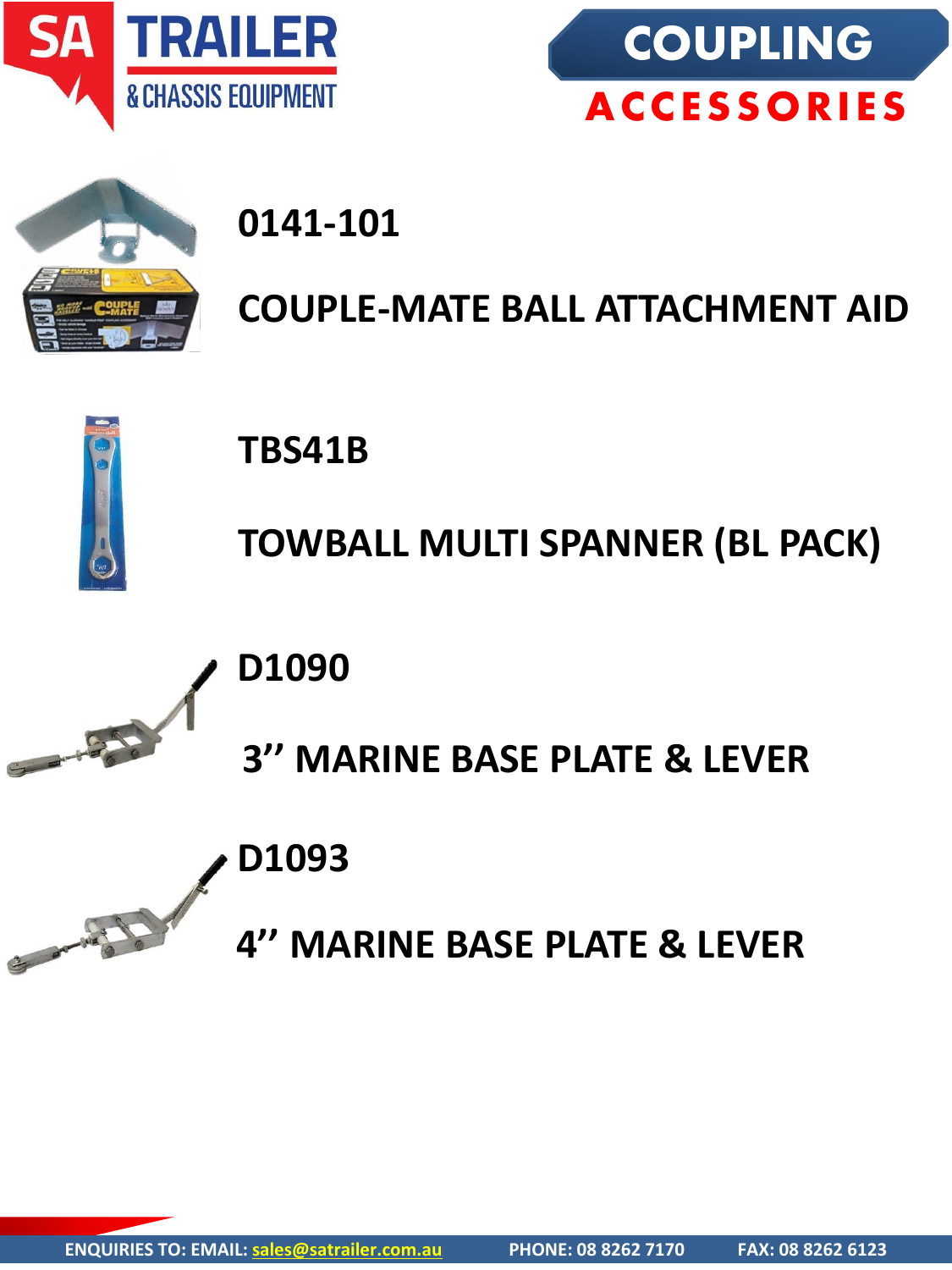# SA TRAILER & CHASSIS EQUIPMENT

## COUPLING ACCESSORIES

**0141-101**

**COUPLE-MATE BALL ATTACHMENT AID**

**TBS41B**

**TOWBALL MULTI SPANNER (BL PACK)**

**D1090**

**3'' MARINE BASE PLATE & LEVER**

**D1093**

**4'' MARINE BASE PLATE & LEVER**

ENQUIRIES TO: EMAIL: sales@satrailer.com.au PHONE: 08 8262 7170 FAX: 08 8262 6123